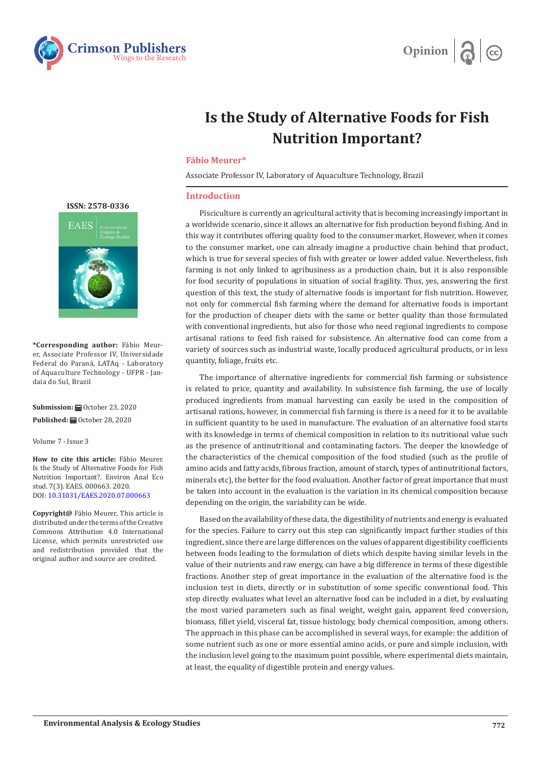Opinion

# Is the Study of Alternative Foods for Fish Nutrition Important?

**Fábio Meurer***

Associate Professor IV, Laboratory of Aquaculture Technology, Brazil

ISSN: 2578-0336

**\*Corresponding author:** Fábio Meurer, Associate Professor IV, Universidade Federal do Paraná, LATAq - Laboratory of Aquaculture Technology - UFPR - Jandaia do Sul, Brazil

**Submission:** October 23, 2020

**Published:** October 28, 2020

Volume 7 - Issue 3

**How to cite this article:** Fábio Meurer. Is the Study of Alternative Foods for Fish Nutrition Important?. Environ Anal Eco stud. 7(3). EAES. 000663. 2020. DOI: 10.31031/EAES.2020.07.000663

**Copyright@** Fábio Meurer, This article is distributed under the terms of the Creative Commons Attribution 4.0 International License, which permits unrestricted use and redistribution provided that the original author and source are credited.

## Introduction

Pisciculture is currently an agricultural activity that is becoming increasingly important in a worldwide scenario, since it allows an alternative for fish production beyond fishing. And in this way it contributes offering quality food to the consumer market. However, when it comes to the consumer market, one can already imagine a productive chain behind that product, which is true for several species of fish with greater or lower added value. Nevertheless, fish farming is not only linked to agribusiness as a production chain, but it is also responsible for food security of populations in situation of social fragility. Thus, yes, answering the first question of this text, the study of alternative foods is important for fish nutrition. However, not only for commercial fish farming where the demand for alternative foods is important for the production of cheaper diets with the same or better quality than those formulated with conventional ingredients, but also for those who need regional ingredients to compose artisanal rations to feed fish raised for subsistence. An alternative food can come from a variety of sources such as industrial waste, locally produced agricultural products, or in less quantity, foliage, fruits etc.

The importance of alternative ingredients for commercial fish farming or subsistence is related to price, quantity and availability. In subsistence fish farming, the use of locally produced ingredients from manual harvesting can easily be used in the composition of artisanal rations, however, in commercial fish farming is there is a need for it to be available in sufficient quantity to be used in manufacture. The evaluation of an alternative food starts with its knowledge in terms of chemical composition in relation to its nutritional value such as the presence of antinutritional and contaminating factors. The deeper the knowledge of the characteristics of the chemical composition of the food studied (such as the profile of amino acids and fatty acids, fibrous fraction, amount of starch, types of antinutritional factors, minerals etc), the better for the food evaluation. Another factor of great importance that must be taken into account in the evaluation is the variation in its chemical composition because depending on the origin, the variability can be wide.

Based on the availability of these data, the digestibility of nutrients and energy is evaluated for the species. Failure to carry out this step can significantly impact further studies of this ingredient, since there are large differences on the values of apparent digestibility coefficients between foods leading to the formulation of diets which despite having similar levels in the value of their nutrients and raw energy, can have a big difference in terms of these digestible fractions. Another step of great importance in the evaluation of the alternative food is the inclusion test in diets, directly or in substitution of some specific conventional food. This step directly evaluates what level an alternative food can be included in a diet, by evaluating the most varied parameters such as final weight, weight gain, apparent feed conversion, biomass, fillet yield, visceral fat, tissue histology, body chemical composition, among others. The approach in this phase can be accomplished in several ways, for example: the addition of some nutrient such as one or more essential amino acids, or pure and simple inclusion, with the inclusion level going to the maximum point possible, where experimental diets maintain, at least, the equality of digestible protein and energy values.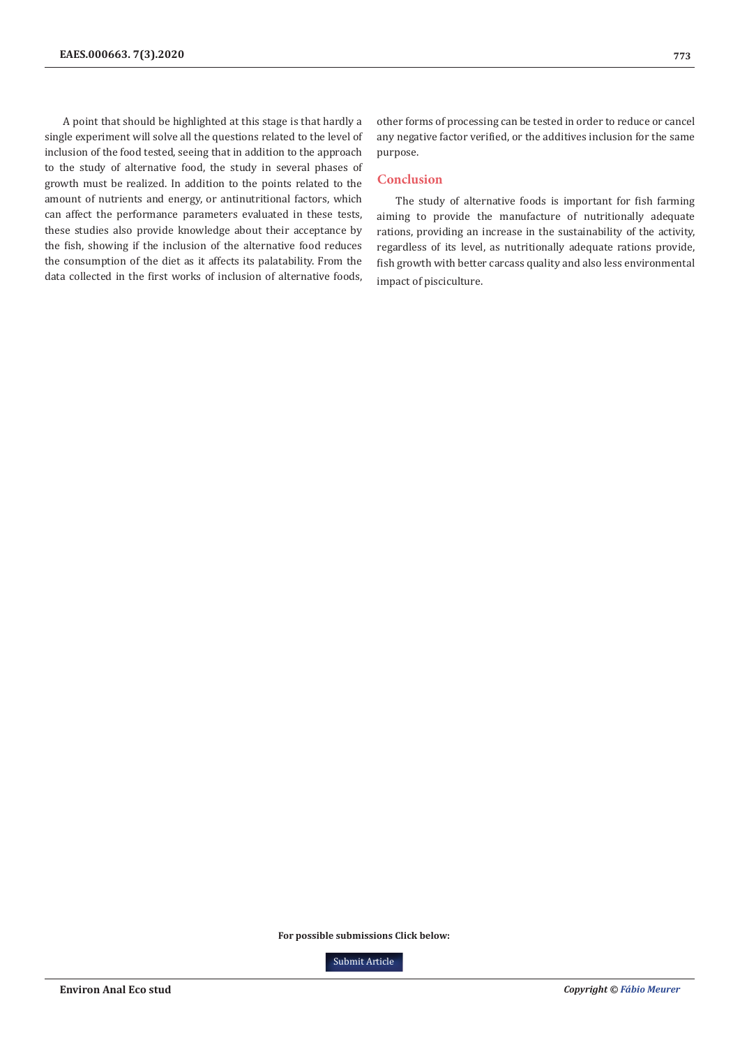A point that should be highlighted at this stage is that hardly a single experiment will solve all the questions related to the level of inclusion of the food tested, seeing that in addition to the approach to the study of alternative food, the study in several phases of growth must be realized. In addition to the points related to the amount of nutrients and energy, or antinutritional factors, which can affect the performance parameters evaluated in these tests, these studies also provide knowledge about their acceptance by the fish, showing if the inclusion of the alternative food reduces the consumption of the diet as it affects its palatability. From the data collected in the first works of inclusion of alternative foods, other forms of processing can be tested in order to reduce or cancel any negative factor verified, or the additives inclusion for the same purpose.

## Conclusion

The study of alternative foods is important for fish farming aiming to provide the manufacture of nutritionally adequate rations, providing an increase in the sustainability of the activity, regardless of its level, as nutritionally adequate rations provide, fish growth with better carcass quality and also less environmental impact of pisciculture.

**For possible submissions Click below:**

Submit Article